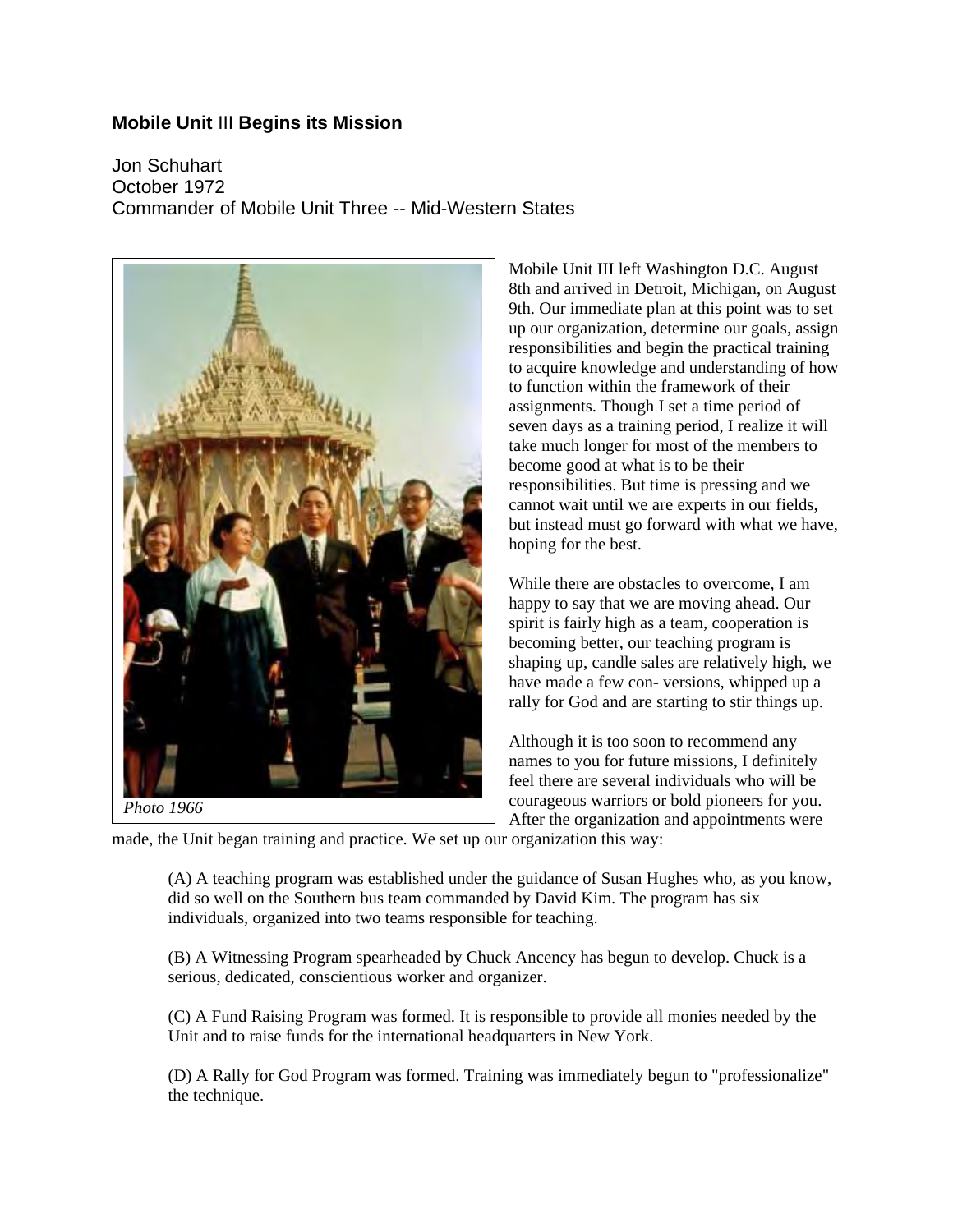## Mobile Unit III Begins its Mission

Jon Schuhart
October 1972
Commander of Mobile Unit Three -- Mid-Western States

*Photo 1966*

Mobile Unit III left Washington D.C. August 8th and arrived in Detroit, Michigan, on August 9th. Our immediate plan at this point was to set up our organization, determine our goals, assign responsibilities and begin the practical training to acquire knowledge and understanding of how to function within the framework of their assignments. Though I set a time period of seven days as a training period, I realize it will take much longer for most of the members to become good at what is to be their responsibilities. But time is pressing and we cannot wait until we are experts in our fields, but instead must go forward with what we have, hoping for the best.

While there are obstacles to overcome, I am happy to say that we are moving ahead. Our spirit is fairly high as a team, cooperation is becoming better, our teaching program is shaping up, candle sales are relatively high, we have made a few con- versions, whipped up a rally for God and are starting to stir things up.

Although it is too soon to recommend any names to you for future missions, I definitely feel there are several individuals who will be courageous warriors or bold pioneers for you. After the organization and appointments were made, the Unit began training and practice. We set up our organization this way:

(A) A teaching program was established under the guidance of Susan Hughes who, as you know, did so well on the Southern bus team commanded by David Kim. The program has six individuals, organized into two teams responsible for teaching.

(B) A Witnessing Program spearheaded by Chuck Ancency has begun to develop. Chuck is a serious, dedicated, conscientious worker and organizer.

(C) A Fund Raising Program was formed. It is responsible to provide all monies needed by the Unit and to raise funds for the international headquarters in New York.

(D) A Rally for God Program was formed. Training was immediately begun to "professionalize" the technique.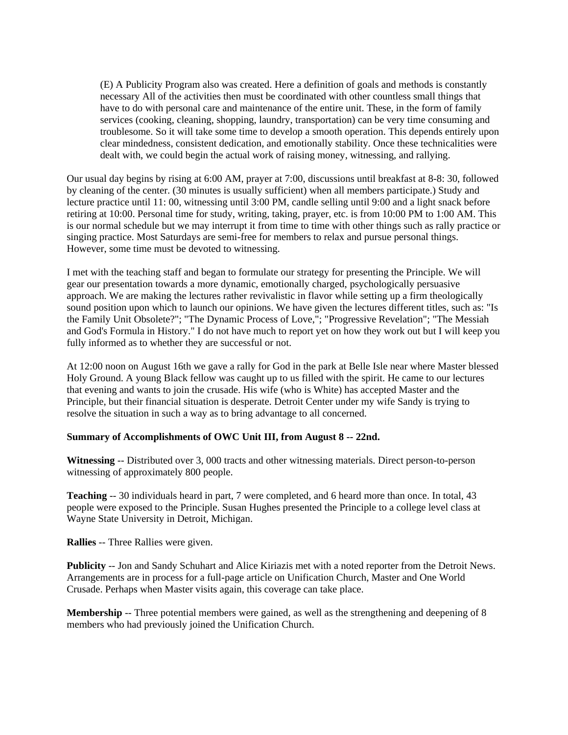(E) A Publicity Program also was created. Here a definition of goals and methods is constantly necessary All of the activities then must be coordinated with other countless small things that have to do with personal care and maintenance of the entire unit. These, in the form of family services (cooking, cleaning, shopping, laundry, transportation) can be very time consuming and troublesome. So it will take some time to develop a smooth operation. This depends entirely upon clear mindedness, consistent dedication, and emotionally stability. Once these technicalities were dealt with, we could begin the actual work of raising money, witnessing, and rallying.

Our usual day begins by rising at 6:00 AM, prayer at 7:00, discussions until breakfast at 8-8: 30, followed by cleaning of the center. (30 minutes is usually sufficient) when all members participate.) Study and lecture practice until 11: 00, witnessing until 3:00 PM, candle selling until 9:00 and a light snack before retiring at 10:00. Personal time for study, writing, taking, prayer, etc. is from 10:00 PM to 1:00 AM. This is our normal schedule but we may interrupt it from time to time with other things such as rally practice or singing practice. Most Saturdays are semi-free for members to relax and pursue personal things. However, some time must be devoted to witnessing.

I met with the teaching staff and began to formulate our strategy for presenting the Principle. We will gear our presentation towards a more dynamic, emotionally charged, psychologically persuasive approach. We are making the lectures rather revivalistic in flavor while setting up a firm theologically sound position upon which to launch our opinions. We have given the lectures different titles, such as: "Is the Family Unit Obsolete?"; "The Dynamic Process of Love,"; "Progressive Revelation"; "The Messiah and God's Formula in History." I do not have much to report yet on how they work out but I will keep you fully informed as to whether they are successful or not.

At 12:00 noon on August 16th we gave a rally for God in the park at Belle Isle near where Master blessed Holy Ground. A young Black fellow was caught up to us filled with the spirit. He came to our lectures that evening and wants to join the crusade. His wife (who is White) has accepted Master and the Principle, but their financial situation is desperate. Detroit Center under my wife Sandy is trying to resolve the situation in such a way as to bring advantage to all concerned.

**Summary of Accomplishments of OWC Unit III, from August 8 -- 22nd.**

**Witnessing** -- Distributed over 3, 000 tracts and other witnessing materials. Direct person-to-person witnessing of approximately 800 people.

**Teaching** -- 30 individuals heard in part, 7 were completed, and 6 heard more than once. In total, 43 people were exposed to the Principle. Susan Hughes presented the Principle to a college level class at Wayne State University in Detroit, Michigan.

**Rallies** -- Three Rallies were given.

**Publicity** -- Jon and Sandy Schuhart and Alice Kiriazis met with a noted reporter from the Detroit News. Arrangements are in process for a full-page article on Unification Church, Master and One World Crusade. Perhaps when Master visits again, this coverage can take place.

**Membership** -- Three potential members were gained, as well as the strengthening and deepening of 8 members who had previously joined the Unification Church.